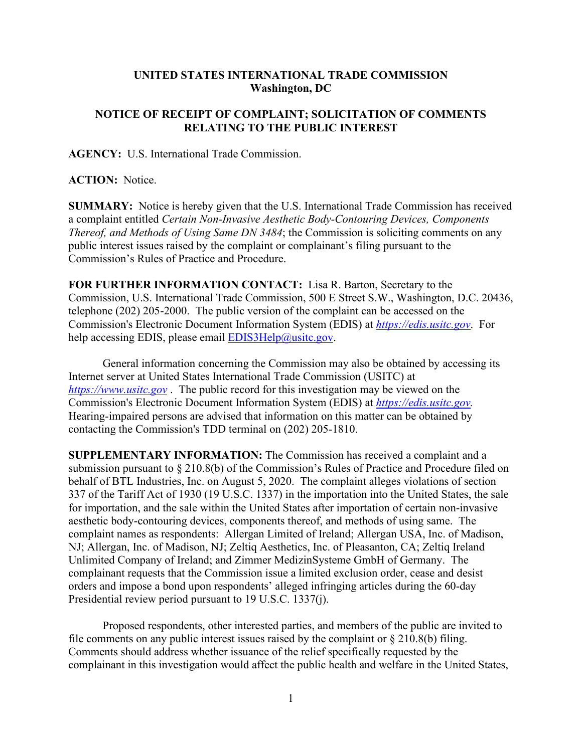**UNITED STATES INTERNATIONAL TRADE COMMISSION**
**Washington, DC**

**NOTICE OF RECEIPT OF COMPLAINT; SOLICITATION OF COMMENTS RELATING TO THE PUBLIC INTEREST**

**AGENCY:** U.S. International Trade Commission.

**ACTION:** Notice.

**SUMMARY:** Notice is hereby given that the U.S. International Trade Commission has received a complaint entitled *Certain Non-Invasive Aesthetic Body-Contouring Devices, Components Thereof, and Methods of Using Same DN 3484*; the Commission is soliciting comments on any public interest issues raised by the complaint or complainant's filing pursuant to the Commission's Rules of Practice and Procedure.

**FOR FURTHER INFORMATION CONTACT:** Lisa R. Barton, Secretary to the Commission, U.S. International Trade Commission, 500 E Street S.W., Washington, D.C. 20436, telephone (202) 205-2000. The public version of the complaint can be accessed on the Commission's Electronic Document Information System (EDIS) at *https://edis.usitc.gov*. For help accessing EDIS, please email EDIS3Help@usitc.gov.

General information concerning the Commission may also be obtained by accessing its Internet server at United States International Trade Commission (USITC) at *https://www.usitc.gov* . The public record for this investigation may be viewed on the Commission's Electronic Document Information System (EDIS) at *https://edis.usitc.gov.* Hearing-impaired persons are advised that information on this matter can be obtained by contacting the Commission's TDD terminal on (202) 205-1810.

**SUPPLEMENTARY INFORMATION:** The Commission has received a complaint and a submission pursuant to § 210.8(b) of the Commission's Rules of Practice and Procedure filed on behalf of BTL Industries, Inc. on August 5, 2020. The complaint alleges violations of section 337 of the Tariff Act of 1930 (19 U.S.C. 1337) in the importation into the United States, the sale for importation, and the sale within the United States after importation of certain non-invasive aesthetic body-contouring devices, components thereof, and methods of using same. The complaint names as respondents: Allergan Limited of Ireland; Allergan USA, Inc. of Madison, NJ; Allergan, Inc. of Madison, NJ; Zeltiq Aesthetics, Inc. of Pleasanton, CA; Zeltiq Ireland Unlimited Company of Ireland; and Zimmer MedizinSysteme GmbH of Germany. The complainant requests that the Commission issue a limited exclusion order, cease and desist orders and impose a bond upon respondents' alleged infringing articles during the 60-day Presidential review period pursuant to 19 U.S.C. 1337(j).

Proposed respondents, other interested parties, and members of the public are invited to file comments on any public interest issues raised by the complaint or § 210.8(b) filing. Comments should address whether issuance of the relief specifically requested by the complainant in this investigation would affect the public health and welfare in the United States,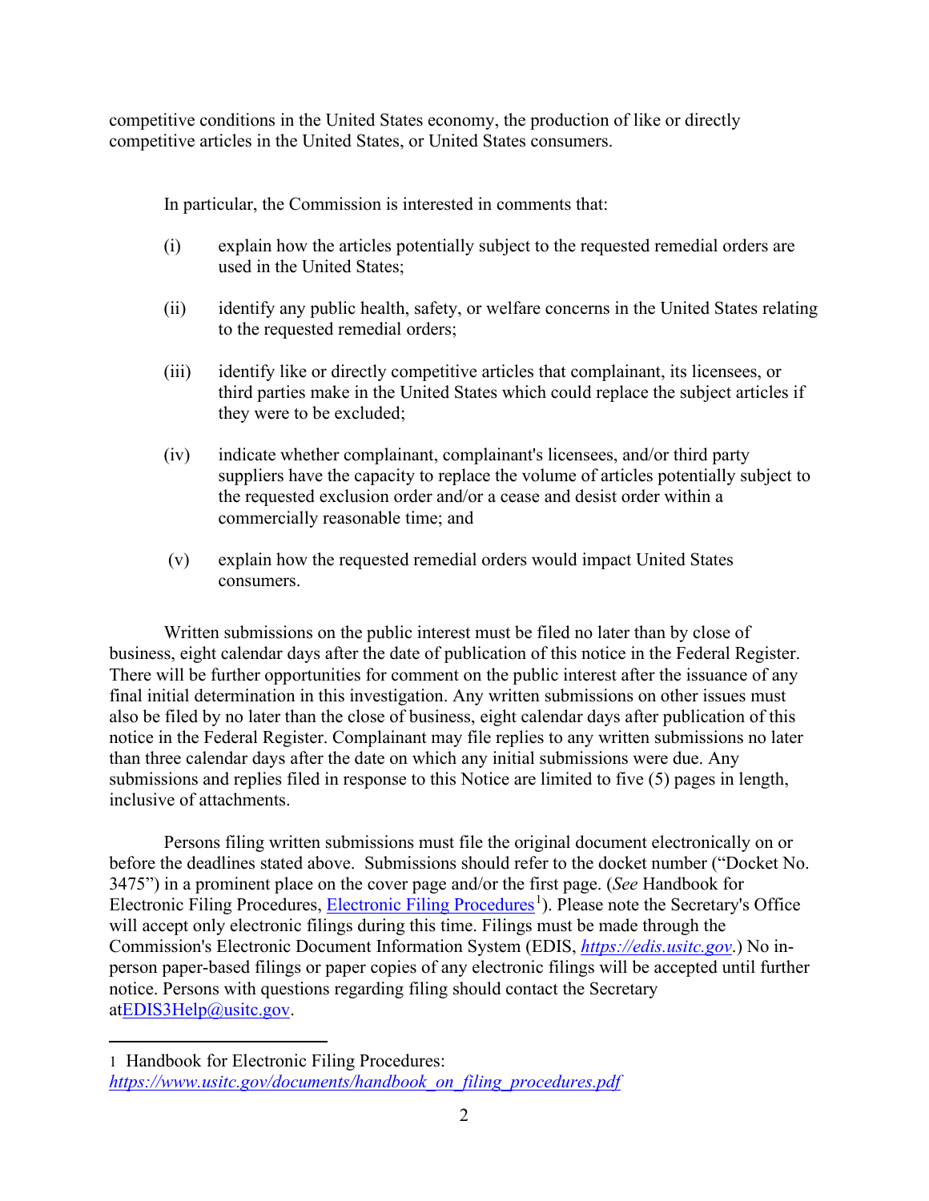competitive conditions in the United States economy, the production of like or directly competitive articles in the United States, or United States consumers.

In particular, the Commission is interested in comments that:

(i) explain how the articles potentially subject to the requested remedial orders are used in the United States;

(ii) identify any public health, safety, or welfare concerns in the United States relating to the requested remedial orders;

(iii) identify like or directly competitive articles that complainant, its licensees, or third parties make in the United States which could replace the subject articles if they were to be excluded;

(iv) indicate whether complainant, complainant's licensees, and/or third party suppliers have the capacity to replace the volume of articles potentially subject to the requested exclusion order and/or a cease and desist order within a commercially reasonable time; and

(v) explain how the requested remedial orders would impact United States consumers.

Written submissions on the public interest must be filed no later than by close of business, eight calendar days after the date of publication of this notice in the Federal Register. There will be further opportunities for comment on the public interest after the issuance of any final initial determination in this investigation. Any written submissions on other issues must also be filed by no later than the close of business, eight calendar days after publication of this notice in the Federal Register. Complainant may file replies to any written submissions no later than three calendar days after the date on which any initial submissions were due. Any submissions and replies filed in response to this Notice are limited to five (5) pages in length, inclusive of attachments.

Persons filing written submissions must file the original document electronically on or before the deadlines stated above. Submissions should refer to the docket number ("Docket No. 3475") in a prominent place on the cover page and/or the first page. (*See* Handbook for Electronic Filing Procedures, Electronic Filing Procedures[1]). Please note the Secretary's Office will accept only electronic filings during this time. Filings must be made through the Commission's Electronic Document Information System (EDIS, *https://edis.usitc.gov*.) No in-person paper-based filings or paper copies of any electronic filings will be accepted until further notice. Persons with questions regarding filing should contact the Secretary atEDIS3Help@usitc.gov.

---

1 Handbook for Electronic Filing Procedures: *https://www.usitc.gov/documents/handbook_on_filing_procedures.pdf*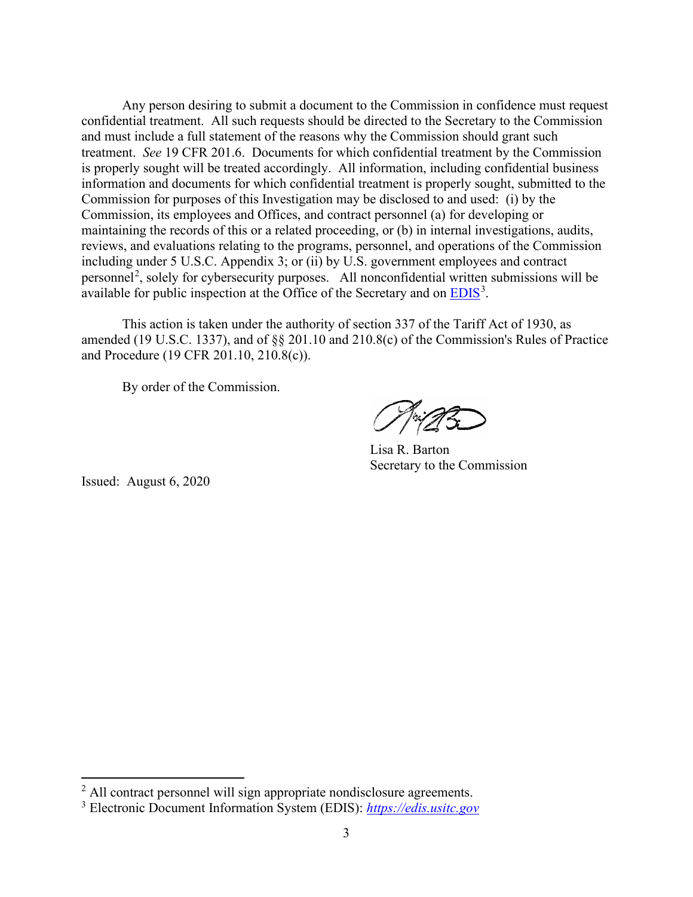Any person desiring to submit a document to the Commission in confidence must request confidential treatment. All such requests should be directed to the Secretary to the Commission and must include a full statement of the reasons why the Commission should grant such treatment. *See* 19 CFR 201.6. Documents for which confidential treatment by the Commission is properly sought will be treated accordingly. All information, including confidential business information and documents for which confidential treatment is properly sought, submitted to the Commission for purposes of this Investigation may be disclosed to and used: (i) by the Commission, its employees and Offices, and contract personnel (a) for developing or maintaining the records of this or a related proceeding, or (b) in internal investigations, audits, reviews, and evaluations relating to the programs, personnel, and operations of the Commission including under 5 U.S.C. Appendix 3; or (ii) by U.S. government employees and contract personnel[2], solely for cybersecurity purposes. All nonconfidential written submissions will be available for public inspection at the Office of the Secretary and on EDIS[3].

This action is taken under the authority of section 337 of the Tariff Act of 1930, as amended (19 U.S.C. 1337), and of §§ 201.10 and 210.8(c) of the Commission's Rules of Practice and Procedure (19 CFR 201.10, 210.8(c)).

By order of the Commission.

Lisa R. Barton
Secretary to the Commission

Issued: August 6, 2020

---

[2] All contract personnel will sign appropriate nondisclosure agreements.

[3] Electronic Document Information System (EDIS): *https://edis.usitc.gov*